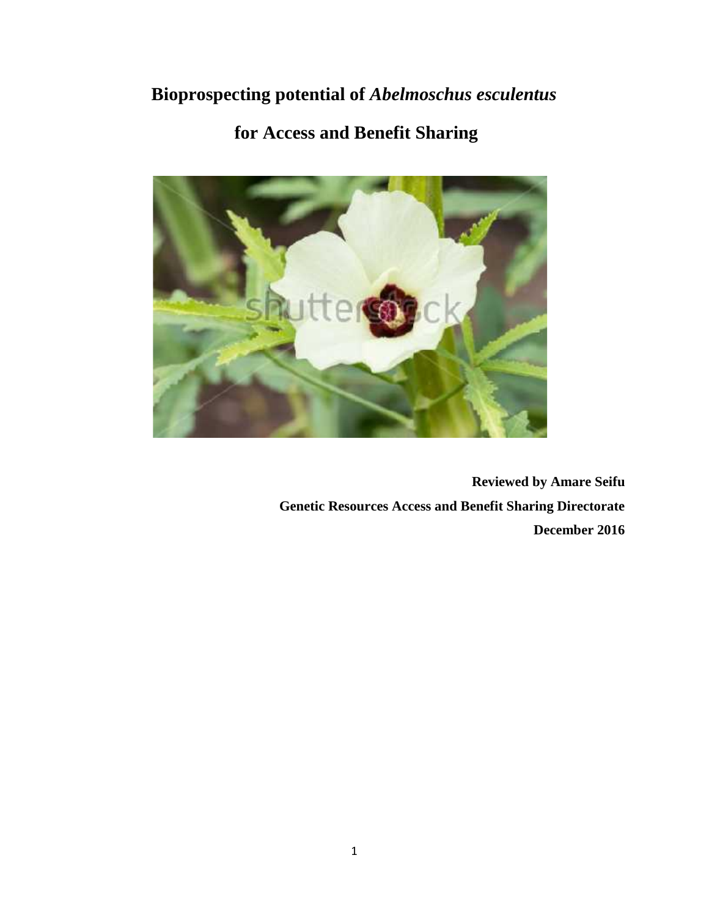# Bioprospecting potential of *Abelmoschus esculentus* for Access and Benefit Sharing

**Reviewed by Amare Seifu**

**Genetic Resources Access and Benefit Sharing Directorate**

**December 2016**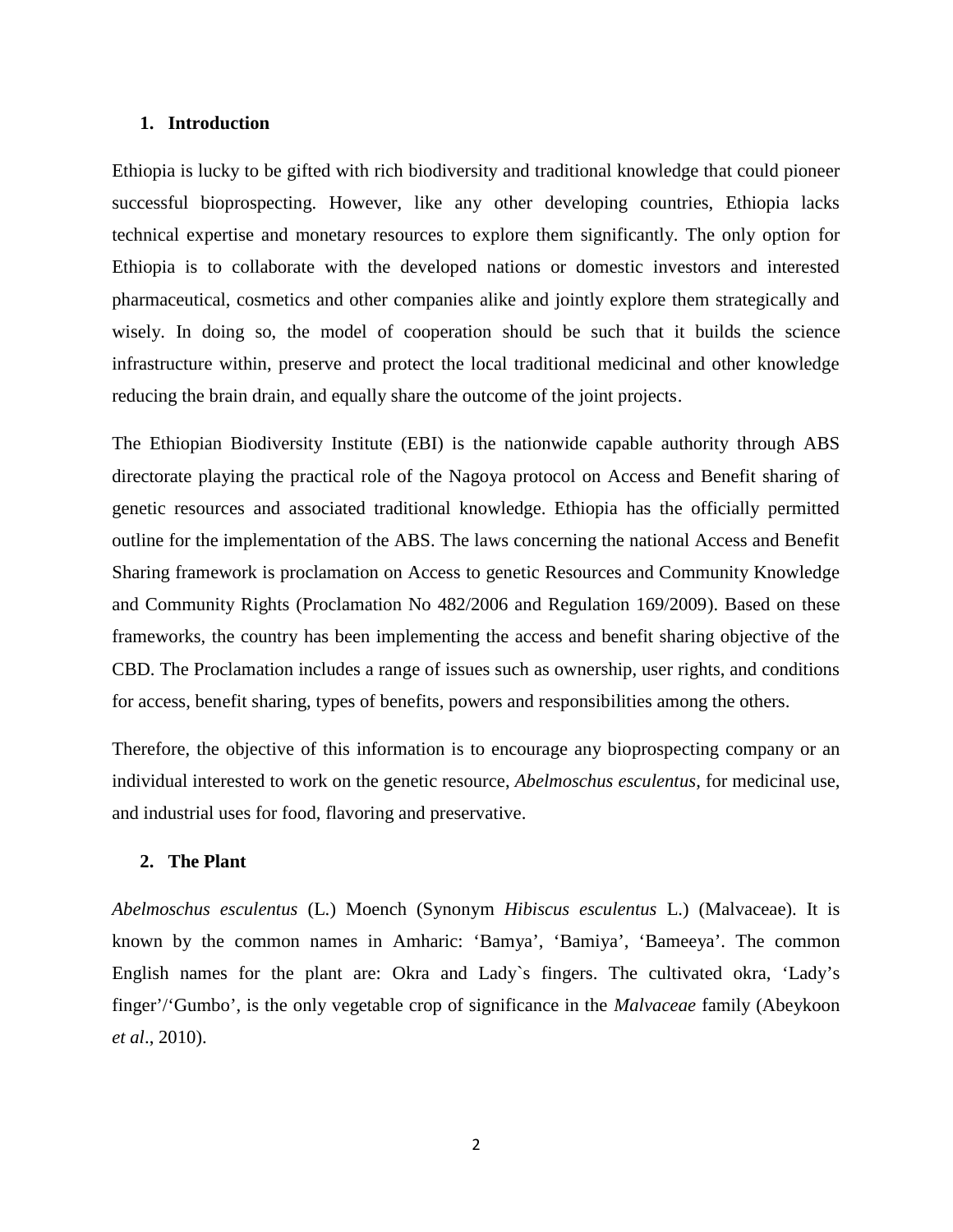## 1. Introduction

Ethiopia is lucky to be gifted with rich biodiversity and traditional knowledge that could pioneer successful bioprospecting. However, like any other developing countries, Ethiopia lacks technical expertise and monetary resources to explore them significantly. The only option for Ethiopia is to collaborate with the developed nations or domestic investors and interested pharmaceutical, cosmetics and other companies alike and jointly explore them strategically and wisely. In doing so, the model of cooperation should be such that it builds the science infrastructure within, preserve and protect the local traditional medicinal and other knowledge reducing the brain drain, and equally share the outcome of the joint projects.

The Ethiopian Biodiversity Institute (EBI) is the nationwide capable authority through ABS directorate playing the practical role of the Nagoya protocol on Access and Benefit sharing of genetic resources and associated traditional knowledge. Ethiopia has the officially permitted outline for the implementation of the ABS. The laws concerning the national Access and Benefit Sharing framework is proclamation on Access to genetic Resources and Community Knowledge and Community Rights (Proclamation No 482/2006 and Regulation 169/2009). Based on these frameworks, the country has been implementing the access and benefit sharing objective of the CBD. The Proclamation includes a range of issues such as ownership, user rights, and conditions for access, benefit sharing, types of benefits, powers and responsibilities among the others.

Therefore, the objective of this information is to encourage any bioprospecting company or an individual interested to work on the genetic resource, *Abelmoschus esculentus*, for medicinal use, and industrial uses for food, flavoring and preservative.

## 2. The Plant

*Abelmoschus esculentus* (L.) Moench (Synonym *Hibiscus esculentus* L.) (Malvaceae). It is known by the common names in Amharic: 'Bamya', 'Bamiya', 'Bameeya'. The common English names for the plant are: Okra and Lady`s fingers. The cultivated okra, 'Lady's finger'/'Gumbo', is the only vegetable crop of significance in the *Malvaceae* family (Abeykoon *et al*., 2010).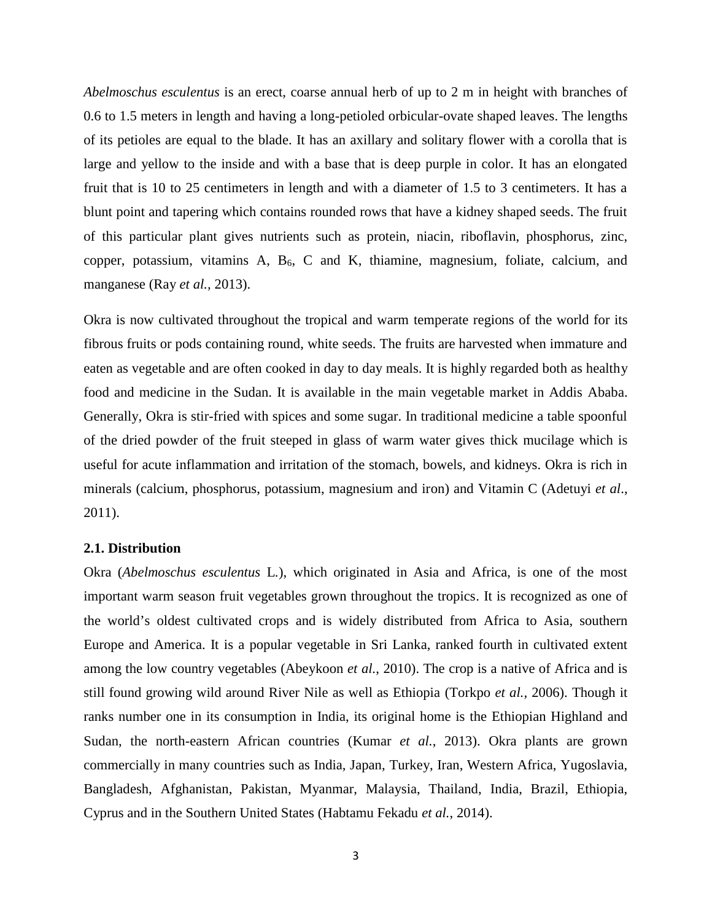*Abelmoschus esculentus* is an erect, coarse annual herb of up to 2 m in height with branches of 0.6 to 1.5 meters in length and having a long-petioled orbicular-ovate shaped leaves. The lengths of its petioles are equal to the blade. It has an axillary and solitary flower with a corolla that is large and yellow to the inside and with a base that is deep purple in color. It has an elongated fruit that is 10 to 25 centimeters in length and with a diameter of 1.5 to 3 centimeters. It has a blunt point and tapering which contains rounded rows that have a kidney shaped seeds. The fruit of this particular plant gives nutrients such as protein, niacin, riboflavin, phosphorus, zinc, copper, potassium, vitamins A, $B_6$, C and K, thiamine, magnesium, foliate, calcium, and manganese (Ray *et al.,* 2013).

Okra is now cultivated throughout the tropical and warm temperate regions of the world for its fibrous fruits or pods containing round, white seeds. The fruits are harvested when immature and eaten as vegetable and are often cooked in day to day meals. It is highly regarded both as healthy food and medicine in the Sudan. It is available in the main vegetable market in Addis Ababa. Generally, Okra is stir-fried with spices and some sugar. In traditional medicine a table spoonful of the dried powder of the fruit steeped in glass of warm water gives thick mucilage which is useful for acute inflammation and irritation of the stomach, bowels, and kidneys. Okra is rich in minerals (calcium, phosphorus, potassium, magnesium and iron) and Vitamin C (Adetuyi *et al*., 2011).

### 2.1. Distribution

Okra (*Abelmoschus esculentus* L.), which originated in Asia and Africa, is one of the most important warm season fruit vegetables grown throughout the tropics. It is recognized as one of the world's oldest cultivated crops and is widely distributed from Africa to Asia, southern Europe and America. It is a popular vegetable in Sri Lanka, ranked fourth in cultivated extent among the low country vegetables (Abeykoon *et al.*, 2010). The crop is a native of Africa and is still found growing wild around River Nile as well as Ethiopia (Torkpo *et al.,* 2006). Though it ranks number one in its consumption in India, its original home is the Ethiopian Highland and Sudan, the north-eastern African countries (Kumar *et al.*, 2013). Okra plants are grown commercially in many countries such as India, Japan, Turkey, Iran, Western Africa, Yugoslavia, Bangladesh, Afghanistan, Pakistan, Myanmar, Malaysia, Thailand, India, Brazil, Ethiopia, Cyprus and in the Southern United States (Habtamu Fekadu *et al.,* 2014).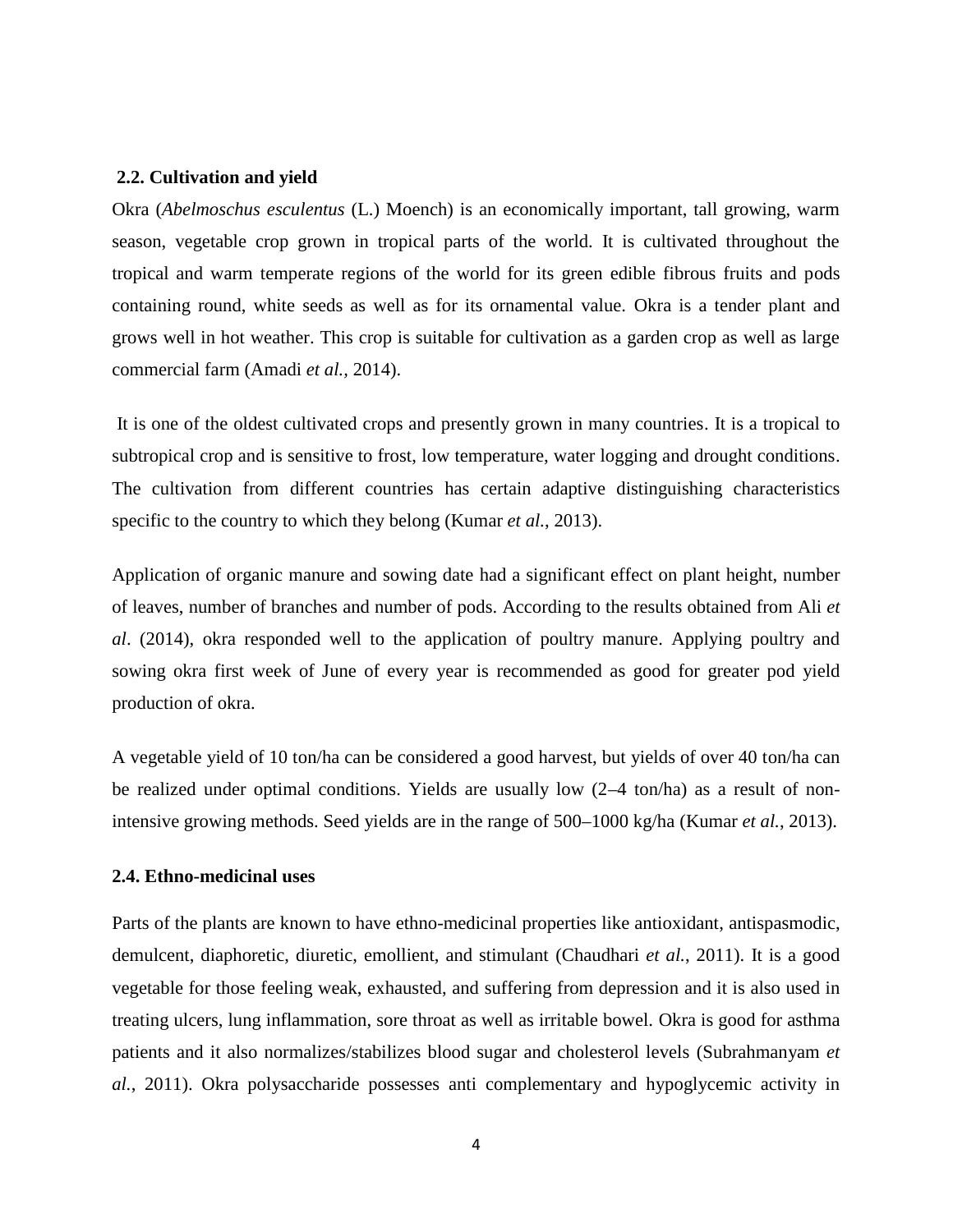### 2.2. Cultivation and yield

Okra (*Abelmoschus esculentus* (L.) Moench) is an economically important, tall growing, warm season, vegetable crop grown in tropical parts of the world. It is cultivated throughout the tropical and warm temperate regions of the world for its green edible fibrous fruits and pods containing round, white seeds as well as for its ornamental value. Okra is a tender plant and grows well in hot weather. This crop is suitable for cultivation as a garden crop as well as large commercial farm (Amadi *et al.,* 2014).

It is one of the oldest cultivated crops and presently grown in many countries. It is a tropical to subtropical crop and is sensitive to frost, low temperature, water logging and drought conditions. The cultivation from different countries has certain adaptive distinguishing characteristics specific to the country to which they belong (Kumar *et al.*, 2013).

Application of organic manure and sowing date had a significant effect on plant height, number of leaves, number of branches and number of pods. According to the results obtained from Ali *et al*. (2014), okra responded well to the application of poultry manure. Applying poultry and sowing okra first week of June of every year is recommended as good for greater pod yield production of okra.

A vegetable yield of 10 ton/ha can be considered a good harvest, but yields of over 40 ton/ha can be realized under optimal conditions. Yields are usually low (2–4 ton/ha) as a result of non-intensive growing methods. Seed yields are in the range of 500–1000 kg/ha (Kumar *et al.,* 2013).

### 2.4. Ethno-medicinal uses

Parts of the plants are known to have ethno-medicinal properties like antioxidant, antispasmodic, demulcent, diaphoretic, diuretic, emollient, and stimulant (Chaudhari *et al.*, 2011). It is a good vegetable for those feeling weak, exhausted, and suffering from depression and it is also used in treating ulcers, lung inflammation, sore throat as well as irritable bowel. Okra is good for asthma patients and it also normalizes/stabilizes blood sugar and cholesterol levels (Subrahmanyam *et al.*, 2011). Okra polysaccharide possesses anti complementary and hypoglycemic activity in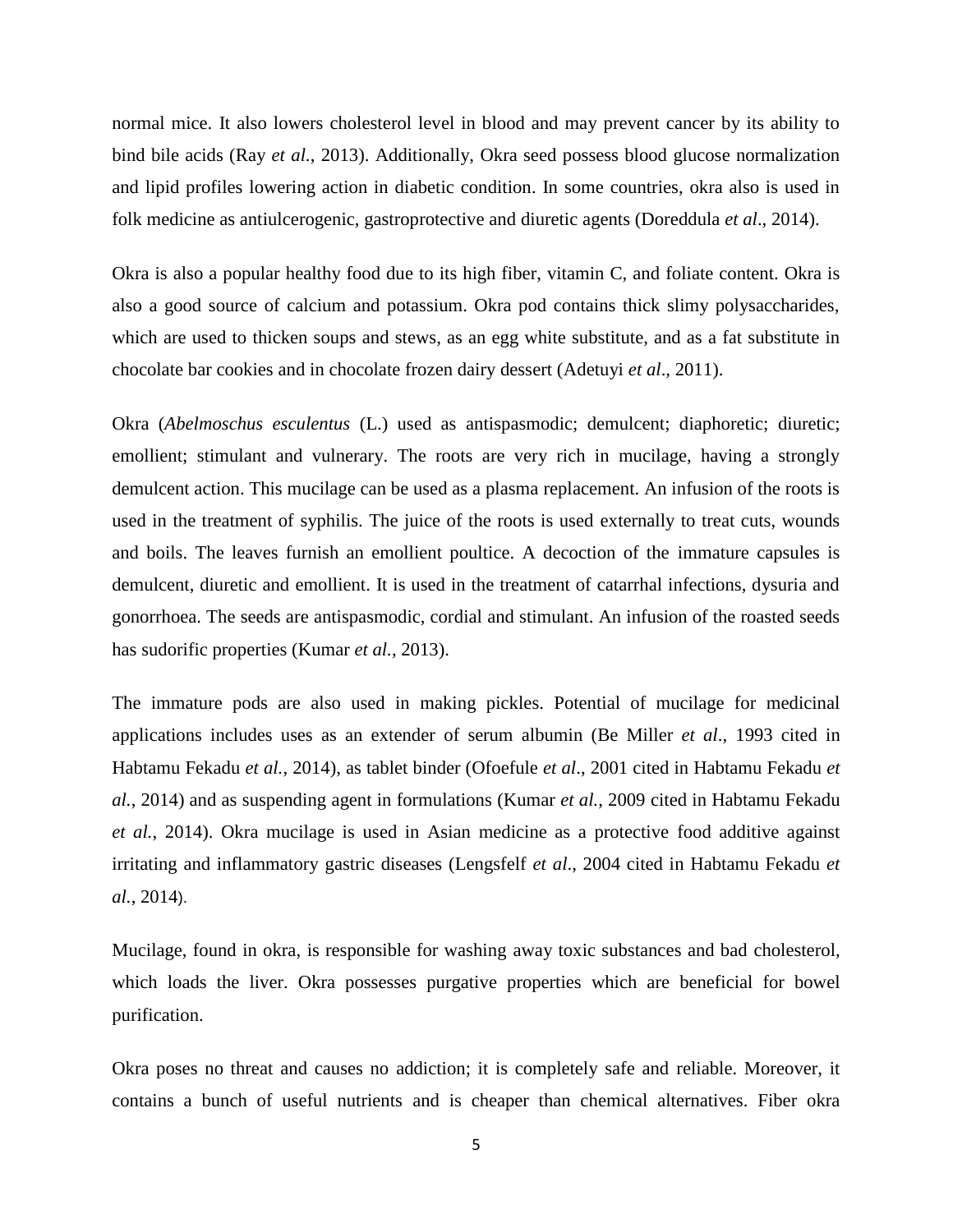normal mice. It also lowers cholesterol level in blood and may prevent cancer by its ability to bind bile acids (Ray *et al*., 2013). Additionally, Okra seed possess blood glucose normalization and lipid profiles lowering action in diabetic condition. In some countries, okra also is used in folk medicine as antiulcerogenic, gastroprotective and diuretic agents (Doreddula *et al*., 2014).

Okra is also a popular healthy food due to its high fiber, vitamin C, and foliate content. Okra is also a good source of calcium and potassium. Okra pod contains thick slimy polysaccharides, which are used to thicken soups and stews, as an egg white substitute, and as a fat substitute in chocolate bar cookies and in chocolate frozen dairy dessert (Adetuyi *et al*., 2011).

Okra (*Abelmoschus esculentus* (L.) used as antispasmodic; demulcent; diaphoretic; diuretic; emollient; stimulant and vulnerary. The roots are very rich in mucilage, having a strongly demulcent action. This mucilage can be used as a plasma replacement. An infusion of the roots is used in the treatment of syphilis. The juice of the roots is used externally to treat cuts, wounds and boils. The leaves furnish an emollient poultice. A decoction of the immature capsules is demulcent, diuretic and emollient. It is used in the treatment of catarrhal infections, dysuria and gonorrhoea. The seeds are antispasmodic, cordial and stimulant. An infusion of the roasted seeds has sudorific properties (Kumar *et al.*, 2013).

The immature pods are also used in making pickles. Potential of mucilage for medicinal applications includes uses as an extender of serum albumin (Be Miller *et al*., 1993 cited in Habtamu Fekadu *et al.*, 2014), as tablet binder (Ofoefule *et al*., 2001 cited in Habtamu Fekadu *et al.*, 2014) and as suspending agent in formulations (Kumar *et al.*, 2009 cited in Habtamu Fekadu *et al.*, 2014). Okra mucilage is used in Asian medicine as a protective food additive against irritating and inflammatory gastric diseases (Lengsfelf *et al*., 2004 cited in Habtamu Fekadu *et al.*, 2014).

Mucilage, found in okra, is responsible for washing away toxic substances and bad cholesterol, which loads the liver. Okra possesses purgative properties which are beneficial for bowel purification.

Okra poses no threat and causes no addiction; it is completely safe and reliable. Moreover, it contains a bunch of useful nutrients and is cheaper than chemical alternatives. Fiber okra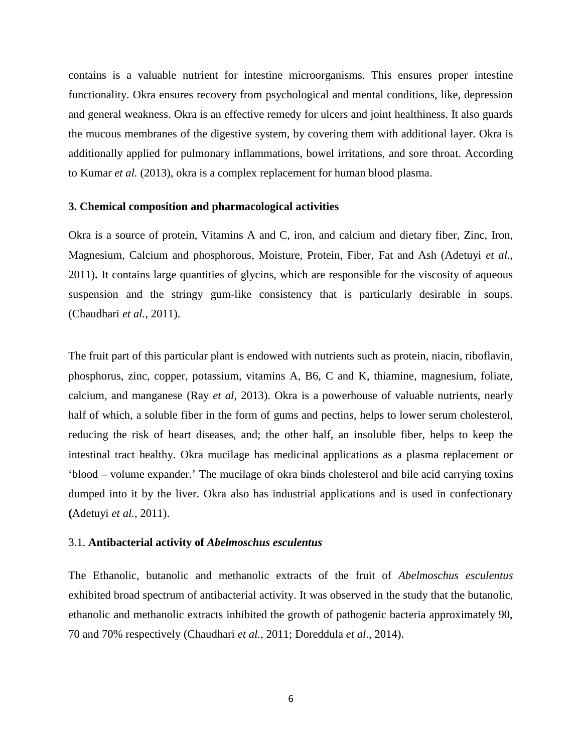contains is a valuable nutrient for intestine microorganisms. This ensures proper intestine functionality. Okra ensures recovery from psychological and mental conditions, like, depression and general weakness. Okra is an effective remedy for ulcers and joint healthiness. It also guards the mucous membranes of the digestive system, by covering them with additional layer. Okra is additionally applied for pulmonary inflammations, bowel irritations, and sore throat. According to Kumar *et al.* (2013), okra is a complex replacement for human blood plasma.

## 3. Chemical composition and pharmacological activities

Okra is a source of protein, Vitamins A and C, iron, and calcium and dietary fiber, Zinc, Iron, Magnesium, Calcium and phosphorous, Moisture, Protein, Fiber, Fat and Ash (Adetuyi *et al.*, 2011)**.** It contains large quantities of glycins, which are responsible for the viscosity of aqueous suspension and the stringy gum-like consistency that is particularly desirable in soups. (Chaudhari *et al.*, 2011).

The fruit part of this particular plant is endowed with nutrients such as protein, niacin, riboflavin, phosphorus, zinc, copper, potassium, vitamins A, B6, C and K, thiamine, magnesium, foliate, calcium, and manganese (Ray *et al*, 2013). Okra is a powerhouse of valuable nutrients, nearly half of which, a soluble fiber in the form of gums and pectins, helps to lower serum cholesterol, reducing the risk of heart diseases, and; the other half, an insoluble fiber, helps to keep the intestinal tract healthy. Okra mucilage has medicinal applications as a plasma replacement or 'blood – volume expander.' The mucilage of okra binds cholesterol and bile acid carrying toxins dumped into it by the liver. Okra also has industrial applications and is used in confectionary **(**Adetuyi *et al.*, 2011).

### 3.1. **Antibacterial activity of *Abelmoschus esculentus***

The Ethanolic, butanolic and methanolic extracts of the fruit of *Abelmoschus esculentus* exhibited broad spectrum of antibacterial activity. It was observed in the study that the butanolic, ethanolic and methanolic extracts inhibited the growth of pathogenic bacteria approximately 90, 70 and 70% respectively (Chaudhari *et al.*, 2011; Doreddula *et al*., 2014).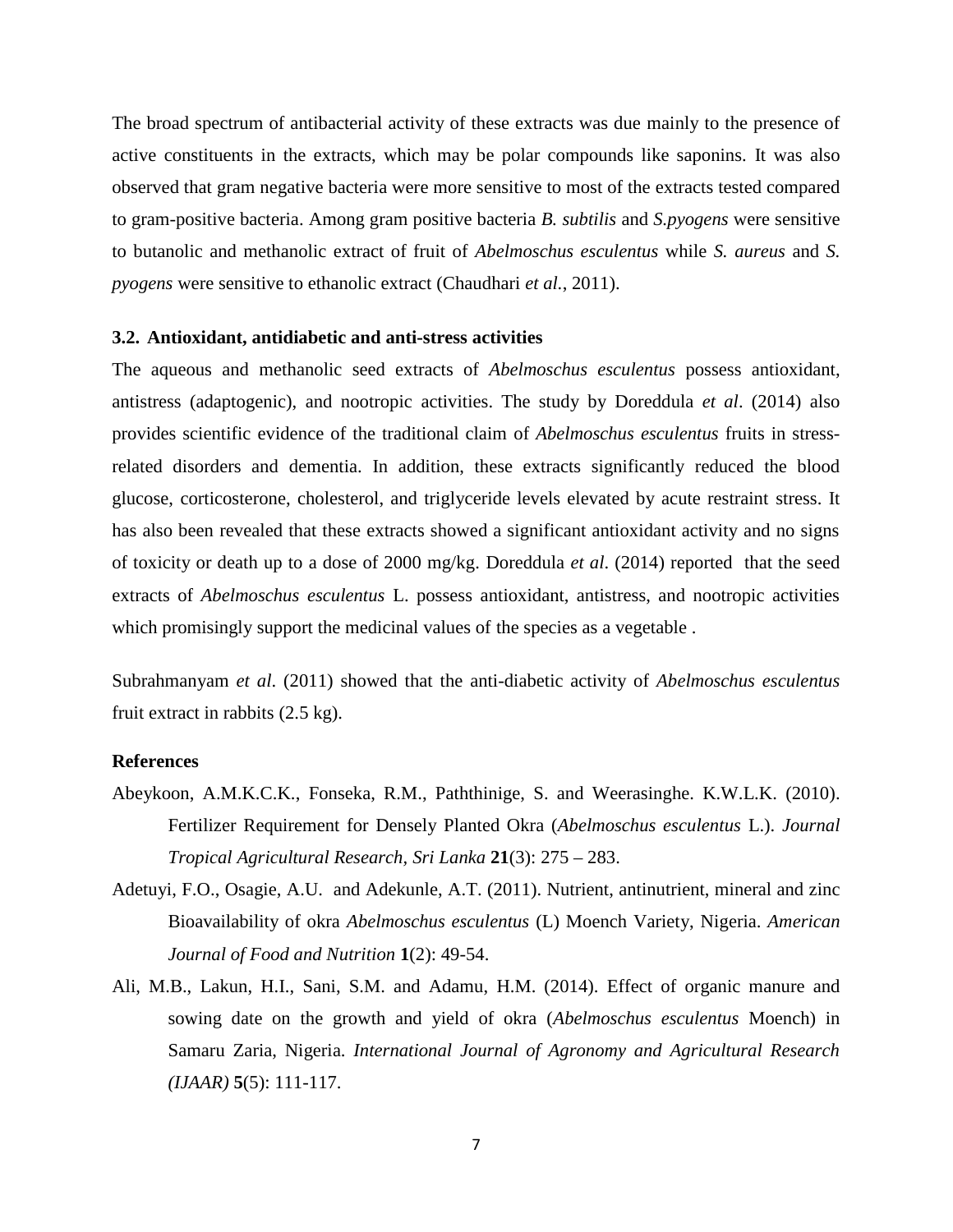The broad spectrum of antibacterial activity of these extracts was due mainly to the presence of active constituents in the extracts, which may be polar compounds like saponins. It was also observed that gram negative bacteria were more sensitive to most of the extracts tested compared to gram-positive bacteria. Among gram positive bacteria *B. subtilis* and *S.pyogens* were sensitive to butanolic and methanolic extract of fruit of *Abelmoschus esculentus* while *S. aureus* and *S. pyogens* were sensitive to ethanolic extract (Chaudhari *et al.*, 2011).

### 3.2. Antioxidant, antidiabetic and anti-stress activities

The aqueous and methanolic seed extracts of *Abelmoschus esculentus* possess antioxidant, antistress (adaptogenic), and nootropic activities. The study by Doreddula *et al*. (2014) also provides scientific evidence of the traditional claim of *Abelmoschus esculentus* fruits in stress-related disorders and dementia. In addition, these extracts significantly reduced the blood glucose, corticosterone, cholesterol, and triglyceride levels elevated by acute restraint stress. It has also been revealed that these extracts showed a significant antioxidant activity and no signs of toxicity or death up to a dose of 2000 mg/kg. Doreddula *et al*. (2014) reported that the seed extracts of *Abelmoschus esculentus* L. possess antioxidant, antistress, and nootropic activities which promisingly support the medicinal values of the species as a vegetable .

Subrahmanyam *et al*. (2011) showed that the anti-diabetic activity of *Abelmoschus esculentus* fruit extract in rabbits (2.5 kg).

### References

Abeykoon, A.M.K.C.K., Fonseka, R.M., Paththinige, S. and Weerasinghe. K.W.L.K. (2010). Fertilizer Requirement for Densely Planted Okra (*Abelmoschus esculentus* L.). *Journal Tropical Agricultural Research, Sri Lanka* **21**(3): 275 – 283.

Adetuyi, F.O., Osagie, A.U. and Adekunle, A.T. (2011). Nutrient, antinutrient, mineral and zinc Bioavailability of okra *Abelmoschus esculentus* (L) Moench Variety, Nigeria. *American Journal of Food and Nutrition* **1**(2): 49-54.

Ali, M.B., Lakun, H.I., Sani, S.M. and Adamu, H.M. (2014). Effect of organic manure and sowing date on the growth and yield of okra (*Abelmoschus esculentus* Moench) in Samaru Zaria, Nigeria. *International Journal of Agronomy and Agricultural Research (IJAAR)* **5**(5): 111-117.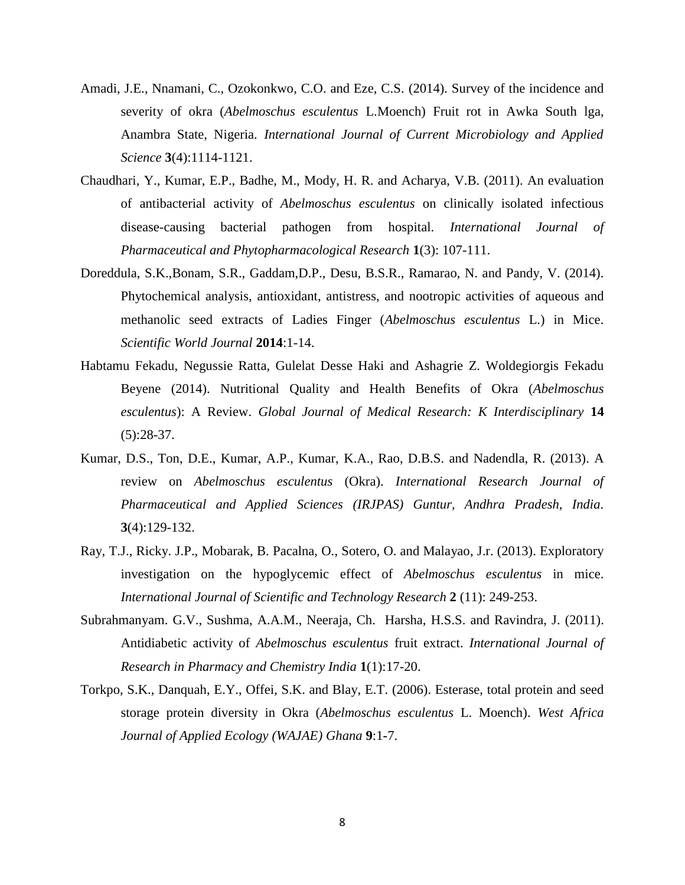Amadi, J.E., Nnamani, C., Ozokonkwo, C.O. and Eze, C.S. (2014). Survey of the incidence and severity of okra (*Abelmoschus esculentus* L.Moench) Fruit rot in Awka South lga, Anambra State, Nigeria. *International Journal of Current Microbiology and Applied Science* **3**(4):1114-1121.

Chaudhari, Y., Kumar, E.P., Badhe, M., Mody, H. R. and Acharya, V.B. (2011). An evaluation of antibacterial activity of *Abelmoschus esculentus* on clinically isolated infectious disease-causing bacterial pathogen from hospital. *International Journal of Pharmaceutical and Phytopharmacological Research* **1**(3): 107-111.

Doreddula, S.K.,Bonam, S.R., Gaddam,D.P., Desu, B.S.R., Ramarao, N. and Pandy, V. (2014). Phytochemical analysis, antioxidant, antistress, and nootropic activities of aqueous and methanolic seed extracts of Ladies Finger (*Abelmoschus esculentus* L.) in Mice. *Scientific World Journal* **2014**:1-14.

Habtamu Fekadu, Negussie Ratta, Gulelat Desse Haki and Ashagrie Z. Woldegiorgis Fekadu Beyene (2014). Nutritional Quality and Health Benefits of Okra (*Abelmoschus esculentus*): A Review. *Global Journal of Medical Research: K Interdisciplinary* **14** (5):28-37.

Kumar, D.S., Ton, D.E., Kumar, A.P., Kumar, K.A., Rao, D.B.S. and Nadendla, R. (2013). A review on *Abelmoschus esculentus* (Okra). *International Research Journal of Pharmaceutical and Applied Sciences (IRJPAS) Guntur, Andhra Pradesh, India*. **3**(4):129-132.

Ray, T.J., Ricky. J.P., Mobarak, B. Pacalna, O., Sotero, O. and Malayao, J.r. (2013). Exploratory investigation on the hypoglycemic effect of *Abelmoschus esculentus* in mice. *International Journal of Scientific and Technology Research* **2** (11): 249-253.

Subrahmanyam. G.V., Sushma, A.A.M., Neeraja, Ch. Harsha, H.S.S. and Ravindra, J. (2011). Antidiabetic activity of *Abelmoschus esculentus* fruit extract. *International Journal of Research in Pharmacy and Chemistry India* **1**(1):17-20.

Torkpo, S.K., Danquah, E.Y., Offei, S.K. and Blay, E.T. (2006). Esterase, total protein and seed storage protein diversity in Okra (*Abelmoschus esculentus* L. Moench). *West Africa Journal of Applied Ecology (WAJAE) Ghana* **9**:1-7.